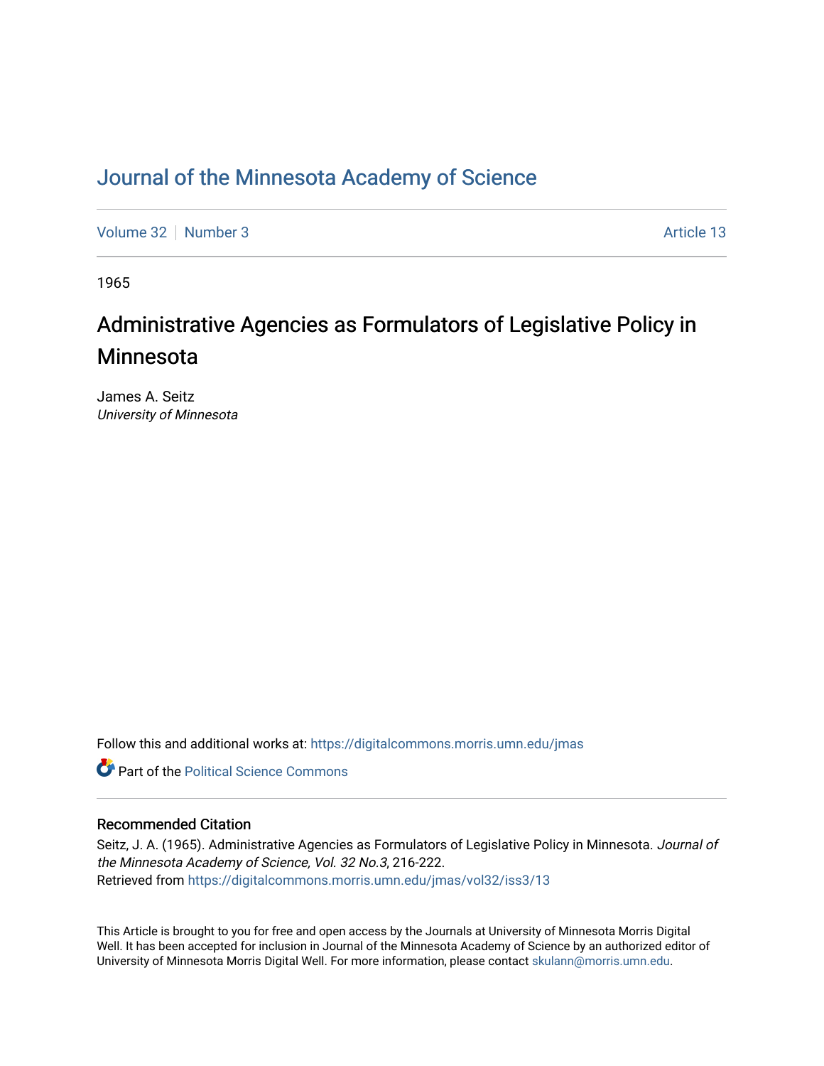# Journal of the Minnesota Academy of Science

Volume 32 | Number 3 | Article 13

1965

## Administrative Agencies as Formulators of Legislative Policy in Minnesota

James A. Seitz
*University of Minnesota*

Follow this and additional works at: https://digitalcommons.morris.umn.edu/jmas

Part of the Political Science Commons

### Recommended Citation

Seitz, J. A. (1965). Administrative Agencies as Formulators of Legislative Policy in Minnesota. *Journal of the Minnesota Academy of Science, Vol. 32 No.3*, 216-222.
Retrieved from https://digitalcommons.morris.umn.edu/jmas/vol32/iss3/13

This Article is brought to you for free and open access by the Journals at University of Minnesota Morris Digital Well. It has been accepted for inclusion in Journal of the Minnesota Academy of Science by an authorized editor of University of Minnesota Morris Digital Well. For more information, please contact skulann@morris.umn.edu.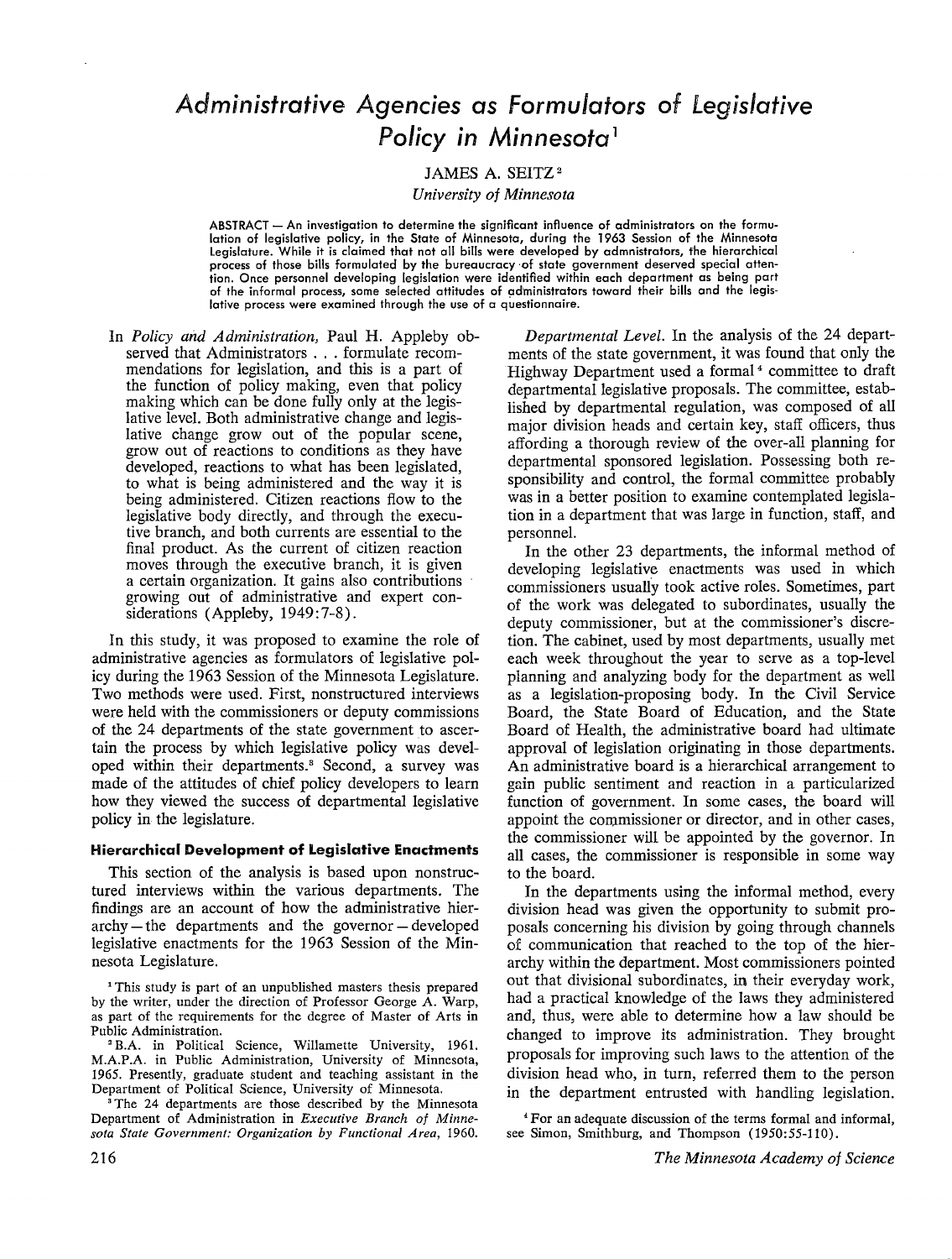# Administrative Agencies as Formulators of Legislative Policy in Minnesota[1]

JAMES A. SEITZ[2]

*University of Minnesota*

ABSTRACT — An investigation to determine the significant influence of administrators on the formulation of legislative policy, in the State of Minnesota, during the 1963 Session of the Minnesota Legislature. While it is claimed that not all bills were developed by admnistrators, the hierarchical process of those bills formulated by the bureaucracy of state government deserved special attention. Once personnel developing legislation were identified within each department as being part of the informal process, some selected attitudes of administrators toward their bills and the legislative process were examined through the use of a questionnaire.

In *Policy and Administration,* Paul H. Appleby observed that Administrators . . . formulate recommendations for legislation, and this is a part of the function of policy making, even that policy making which can be done fully only at the legislative level. Both administrative change and legislative change grow out of the popular scene, grow out of reactions to conditions as they have developed, reactions to what has been legislated, to what is being administered and the way it is being administered. Citizen reactions flow to the legislative body directly, and through the executive branch, and both currents are essential to the final product. As the current of citizen reaction moves through the executive branch, it is given a certain organization. It gains also contributions growing out of administrative and expert considerations (Appleby, 1949:7-8).

In this study, it was proposed to examine the role of administrative agencies as formulators of legislative policy during the 1963 Session of the Minnesota Legislature. Two methods were used. First, nonstructured interviews were held with the commissioners or deputy commissions of the 24 departments of the state government to ascertain the process by which legislative policy was developed within their departments.[3] Second, a survey was made of the attitudes of chief policy developers to learn how they viewed the success of departmental legislative policy in the legislature.

## Hierarchical Development of Legislative Enactments

This section of the analysis is based upon nonstructured interviews within the various departments. The findings are an account of how the administrative hierarchy — the departments and the governor — developed legislative enactments for the 1963 Session of the Minnesota Legislature.

*Departmental Level.* In the analysis of the 24 departments of the state government, it was found that only the Highway Department used a formal[4] committee to draft departmental legislative proposals. The committee, established by departmental regulation, was composed of all major division heads and certain key, staff officers, thus affording a thorough review of the over-all planning for departmental sponsored legislation. Possessing both responsibility and control, the formal committee probably was in a better position to examine contemplated legislation in a department that was large in function, staff, and personnel.

In the other 23 departments, the informal method of developing legislative enactments was used in which commissioners usually took active roles. Sometimes, part of the work was delegated to subordinates, usually the deputy commissioner, but at the commissioner's discretion. The cabinet, used by most departments, usually met each week throughout the year to serve as a top-level planning and analyzing body for the department as well as a legislation-proposing body. In the Civil Service Board, the State Board of Education, and the State Board of Health, the administrative board had ultimate approval of legislation originating in those departments. An administrative board is a hierarchical arrangement to gain public sentiment and reaction in a particularized function of government. In some cases, the board will appoint the commissioner or director, and in other cases, the commissioner will be appointed by the governor. In all cases, the commissioner is responsible in some way to the board.

In the departments using the informal method, every division head was given the opportunity to submit proposals concerning his division by going through channels of communication that reached to the top of the hierarchy within the department. Most commissioners pointed out that divisional subordinates, in their everyday work, had a practical knowledge of the laws they administered and, thus, were able to determine how a law should be changed to improve its administration. They brought proposals for improving such laws to the attention of the division head who, in turn, referred them to the person in the department entrusted with handling legislation.

---

[1] This study is part of an unpublished masters thesis prepared by the writer, under the direction of Professor George A. Warp, as part of the requirements for the degree of Master of Arts in Public Administration.

[2] B.A. in Political Science, Willamette University, 1961. M.A.P.A. in Public Administration, University of Minnesota, 1965. Presently, graduate student and teaching assistant in the Department of Political Science, University of Minnesota.

[3] The 24 departments are those described by the Minnesota Department of Administration in *Executive Branch of Minnesota State Government: Organization by Functional Area,* 1960.

[4] For an adequate discussion of the terms formal and informal, see Simon, Smithburg, and Thompson (1950:55-110).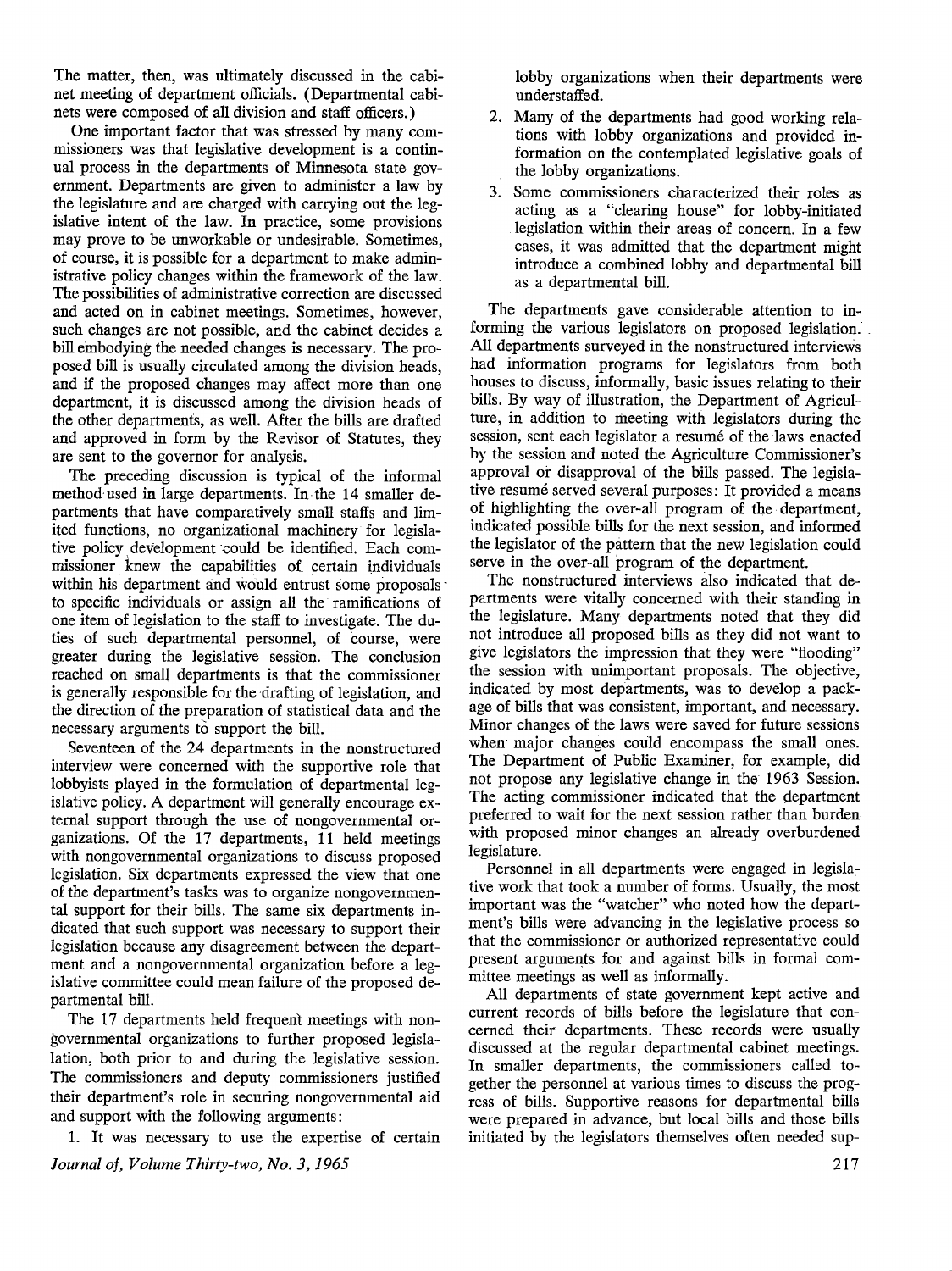The matter, then, was ultimately discussed in the cabinet meeting of department officials. (Departmental cabinets were composed of all division and staff officers.)

One important factor that was stressed by many commissioners was that legislative development is a continual process in the departments of Minnesota state government. Departments are given to administer a law by the legislature and are charged with carrying out the legislative intent of the law. In practice, some provisions may prove to be unworkable or undesirable. Sometimes, of course, it is possible for a department to make administrative policy changes within the framework of the law. The possibilities of administrative correction are discussed and acted on in cabinet meetings. Sometimes, however, such changes are not possible, and the cabinet decides a bill embodying the needed changes is necessary. The proposed bill is usually circulated among the division heads, and if the proposed changes may affect more than one department, it is discussed among the division heads of the other departments, as well. After the bills are drafted and approved in form by the Revisor of Statutes, they are sent to the governor for analysis.

The preceding discussion is typical of the informal method used in large departments. In the 14 smaller departments that have comparatively small staffs and limited functions, no organizational machinery for legislative policy development could be identified. Each commissioner knew the capabilities of certain individuals within his department and would entrust some proposals to specific individuals or assign all the ramifications of one item of legislation to the staff to investigate. The duties of such departmental personnel, of course, were greater during the legislative session. The conclusion reached on small departments is that the commissioner is generally responsible for the drafting of legislation, and the direction of the preparation of statistical data and the necessary arguments to support the bill.

Seventeen of the 24 departments in the nonstructured interview were concerned with the supportive role that lobbyists played in the formulation of departmental legislative policy. A department will generally encourage external support through the use of nongovernmental organizations. Of the 17 departments, 11 held meetings with nongovernmental organizations to discuss proposed legislation. Six departments expressed the view that one of the department's tasks was to organize nongovernmental support for their bills. The same six departments indicated that such support was necessary to support their legislation because any disagreement between the department and a nongovernmental organization before a legislative committee could mean failure of the proposed departmental bill.

The 17 departments held frequent meetings with nongovernmental organizations to further proposed legislation, both prior to and during the legislative session. The commissioners and deputy commissioners justified their department's role in securing nongovernmental aid and support with the following arguments:

1. It was necessary to use the expertise of certain lobby organizations when their departments were understaffed.
2. Many of the departments had good working relations with lobby organizations and provided information on the contemplated legislative goals of the lobby organizations.
3. Some commissioners characterized their roles as acting as a "clearing house" for lobby-initiated legislation within their areas of concern. In a few cases, it was admitted that the department might introduce a combined lobby and departmental bill as a departmental bill.

The departments gave considerable attention to informing the various legislators on proposed legislation. All departments surveyed in the nonstructured interviews had information programs for legislators from both houses to discuss, informally, basic issues relating to their bills. By way of illustration, the Department of Agriculture, in addition to meeting with legislators during the session, sent each legislator a resumé of the laws enacted by the session and noted the Agriculture Commissioner's approval or disapproval of the bills passed. The legislative resumé served several purposes: It provided a means of highlighting the over-all program of the department, indicated possible bills for the next session, and informed the legislator of the pattern that the new legislation could serve in the over-all program of the department.

The nonstructured interviews also indicated that departments were vitally concerned with their standing in the legislature. Many departments noted that they did not introduce all proposed bills as they did not want to give legislators the impression that they were "flooding" the session with unimportant proposals. The objective, indicated by most departments, was to develop a package of bills that was consistent, important, and necessary. Minor changes of the laws were saved for future sessions when major changes could encompass the small ones. The Department of Public Examiner, for example, did not propose any legislative change in the 1963 Session. The acting commissioner indicated that the department preferred to wait for the next session rather than burden with proposed minor changes an already overburdened legislature.

Personnel in all departments were engaged in legislative work that took a number of forms. Usually, the most important was the "watcher" who noted how the department's bills were advancing in the legislative process so that the commissioner or authorized representative could present arguments for and against bills in formal committee meetings as well as informally.

All departments of state government kept active and current records of bills before the legislature that concerned their departments. These records were usually discussed at the regular departmental cabinet meetings. In smaller departments, the commissioners called together the personnel at various times to discuss the progress of bills. Supportive reasons for departmental bills were prepared in advance, but local bills and those bills initiated by the legislators themselves often needed sup-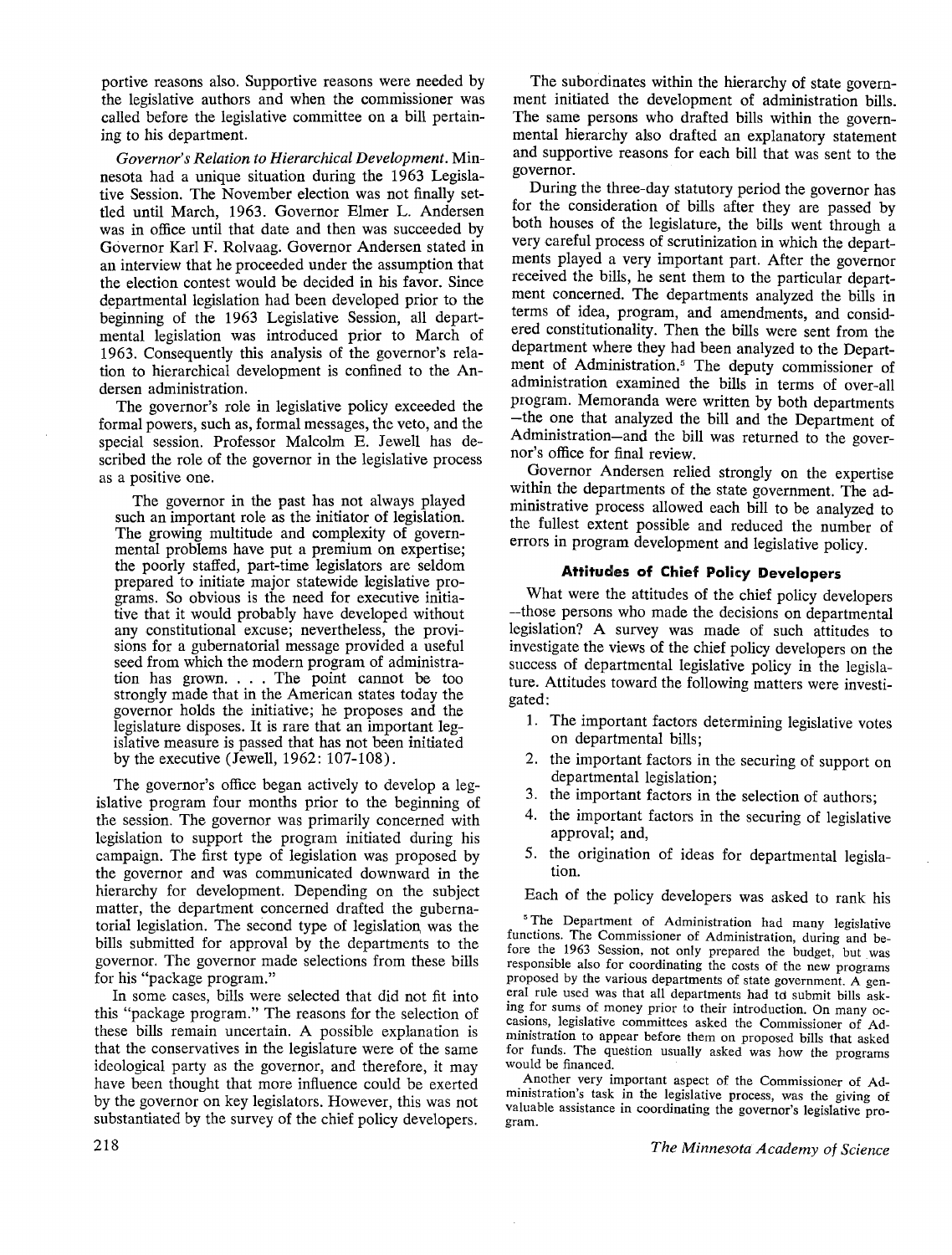portive reasons also. Supportive reasons were needed by the legislative authors and when the commissioner was called before the legislative committee on a bill pertaining to his department.

*Governor's Relation to Hierarchical Development.* Minnesota had a unique situation during the 1963 Legislative Session. The November election was not finally settled until March, 1963. Governor Elmer L. Andersen was in office until that date and then was succeeded by Governor Karl F. Rolvaag. Governor Andersen stated in an interview that he proceeded under the assumption that the election contest would be decided in his favor. Since departmental legislation had been developed prior to the beginning of the 1963 Legislative Session, all departmental legislation was introduced prior to March of 1963. Consequently this analysis of the governor's relation to hierarchical development is confined to the Andersen administration.

The governor's role in legislative policy exceeded the formal powers, such as, formal messages, the veto, and the special session. Professor Malcolm E. Jewell has described the role of the governor in the legislative process as a positive one.

> The governor in the past has not always played such an important role as the initiator of legislation. The growing multitude and complexity of governmental problems have put a premium on expertise; the poorly staffed, part-time legislators are seldom prepared to initiate major statewide legislative programs. So obvious is the need for executive initiative that it would probably have developed without any constitutional excuse; nevertheless, the provisions for a gubernatorial message provided a useful seed from which the modern program of administration has grown. . . . The point cannot be too strongly made that in the American states today the governor holds the initiative; he proposes and the legislature disposes. It is rare that an important legislative measure is passed that has not been initiated by the executive (Jewell, 1962: 107-108).

The governor's office began actively to develop a legislative program four months prior to the beginning of the session. The governor was primarily concerned with legislation to support the program initiated during his campaign. The first type of legislation was proposed by the governor and was communicated downward in the hierarchy for development. Depending on the subject matter, the department concerned drafted the gubernatorial legislation. The second type of legislation was the bills submitted for approval by the departments to the governor. The governor made selections from these bills for his "package program."

In some cases, bills were selected that did not fit into this "package program." The reasons for the selection of these bills remain uncertain. A possible explanation is that the conservatives in the legislature were of the same ideological party as the governor, and therefore, it may have been thought that more influence could be exerted by the governor on key legislators. However, this was not substantiated by the survey of the chief policy developers.

The subordinates within the hierarchy of state government initiated the development of administration bills. The same persons who drafted bills within the governmental hierarchy also drafted an explanatory statement and supportive reasons for each bill that was sent to the governor.

During the three-day statutory period the governor has for the consideration of bills after they are passed by both houses of the legislature, the bills went through a very careful process of scrutinization in which the departments played a very important part. After the governor received the bills, he sent them to the particular department concerned. The departments analyzed the bills in terms of idea, program, and amendments, and considered constitutionality. Then the bills were sent from the department where they had been analyzed to the Department of Administration.[5] The deputy commissioner of administration examined the bills in terms of over-all program. Memoranda were written by both departments —the one that analyzed the bill and the Department of Administration—and the bill was returned to the governor's office for final review.

Governor Andersen relied strongly on the expertise within the departments of the state government. The administrative process allowed each bill to be analyzed to the fullest extent possible and reduced the number of errors in program development and legislative policy.

### Attitudes of Chief Policy Developers

What were the attitudes of the chief policy developers —those persons who made the decisions on departmental legislation? A survey was made of such attitudes to investigate the views of the chief policy developers on the success of departmental legislative policy in the legislature. Attitudes toward the following matters were investigated:

1. The important factors determining legislative votes on departmental bills;
2. the important factors in the securing of support on departmental legislation;
3. the important factors in the selection of authors;
4. the important factors in the securing of legislative approval; and,
5. the origination of ideas for departmental legislation.

Each of the policy developers was asked to rank his

[5] The Department of Administration had many legislative functions. The Commissioner of Administration, during and before the 1963 Session, not only prepared the budget, but was responsible also for coordinating the costs of the new programs proposed by the various departments of state government. A general rule used was that all departments had to submit bills asking for sums of money prior to their introduction. On many occasions, legislative committees asked the Commissioner of Administration to appear before them on proposed bills that asked for funds. The question usually asked was how the programs would be financed.

Another very important aspect of the Commissioner of Administration's task in the legislative process, was the giving of valuable assistance in coordinating the governor's legislative program.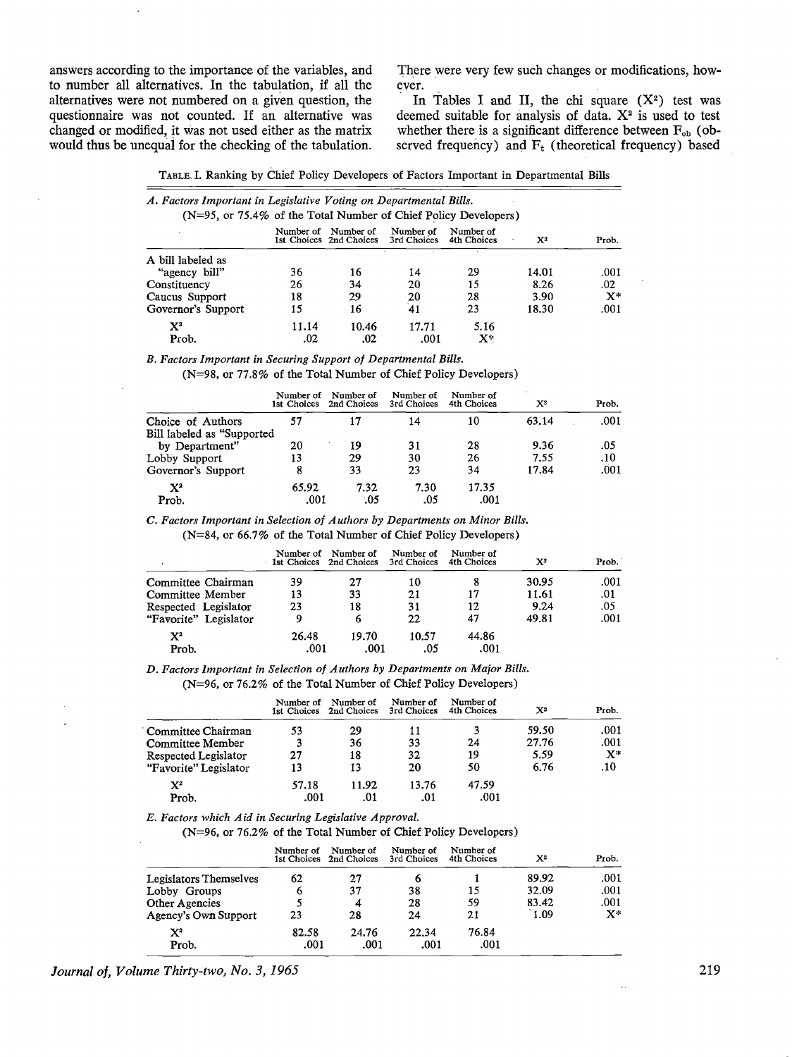answers according to the importance of the variables, and to number all alternatives. In the tabulation, if all the alternatives were not numbered on a given question, the questionnaire was not counted. If an alternative was changed or modified, it was not used either as the matrix would thus be unequal for the checking of the tabulation. There were very few such changes or modifications, however.

In Tables I and II, the chi square ($X^2$) test was deemed suitable for analysis of data. $X^2$ is used to test whether there is a significant difference between $F_{ob}$ (observed frequency) and $F_t$ (theoretical frequency) based

TABLE I. Ranking by Chief Policy Developers of Factors Important in Departmental Bills

*A. Factors Important in Legislative Voting on Departmental Bills.*
(N=95, or 75.4% of the Total Number of Chief Policy Developers)

| | Number of 1st Choices | Number of 2nd Choices | Number of 3rd Choices | Number of 4th Choices | $X^2$ | Prob. |
|---|---|---|---|---|---|---|
| A bill labeled as "agency bill" | 36 | 16 | 14 | 29 | 14.01 | .001 |
| Constituency | 26 | 34 | 20 | 15 | 8.26 | .02 |
| Caucus Support | 18 | 29 | 20 | 28 | 3.90 | X* |
| Governor's Support | 15 | 16 | 41 | 23 | 18.30 | .001 |
| $X^2$ | 11.14 | 10.46 | 17.71 | 5.16 | | |
| Prob. | .02 | .02 | .001 | X* | | |

*B. Factors Important in Securing Support of Departmental Bills.*
(N=98, or 77.8% of the Total Number of Chief Policy Developers)

| | Number of 1st Choices | Number of 2nd Choices | Number of 3rd Choices | Number of 4th Choices | $X^2$ | Prob. |
|---|---|---|---|---|---|---|
| Choice of Authors | 57 | 17 | 14 | 10 | 63.14 | .001 |
| Bill labeled as "Supported by Department" | 20 | 19 | 31 | 28 | 9.36 | .05 |
| Lobby Support | 13 | 29 | 30 | 26 | 7.55 | .10 |
| Governor's Support | 8 | 33 | 23 | 34 | 17.84 | .001 |
| $X^2$ | 65.92 | 7.32 | 7.30 | 17.35 | | |
| Prob. | .001 | .05 | .05 | .001 | | |

*C. Factors Important in Selection of Authors by Departments on Minor Bills.*
(N=84, or 66.7% of the Total Number of Chief Policy Developers)

| | Number of 1st Choices | Number of 2nd Choices | Number of 3rd Choices | Number of 4th Choices | $X^2$ | Prob. |
|---|---|---|---|---|---|---|
| Committee Chairman | 39 | 27 | 10 | 8 | 30.95 | .001 |
| Committee Member | 13 | 33 | 21 | 17 | 11.61 | .01 |
| Respected Legislator | 23 | 18 | 31 | 12 | 9.24 | .05 |
| "Favorite" Legislator | 9 | 6 | 22 | 47 | 49.81 | .001 |
| $X^2$ | 26.48 | 19.70 | 10.57 | 44.86 | | |
| Prob. | .001 | .001 | .05 | .001 | | |

*D. Factors Important in Selection of Authors by Departments on Major Bills.*
(N=96, or 76.2% of the Total Number of Chief Policy Developers)

| | Number of 1st Choices | Number of 2nd Choices | Number of 3rd Choices | Number of 4th Choices | $X^2$ | Prob. |
|---|---|---|---|---|---|---|
| Committee Chairman | 53 | 29 | 11 | 3 | 59.50 | .001 |
| Committee Member | 3 | 36 | 33 | 24 | 27.76 | .001 |
| Respected Legislator | 27 | 18 | 32 | 19 | 5.59 | X* |
| "Favorite" Legislator | 13 | 13 | 20 | 50 | 6.76 | .10 |
| $X^2$ | 57.18 | 11.92 | 13.76 | 47.59 | | |
| Prob. | .001 | .01 | .01 | .001 | | |

*E. Factors which Aid in Securing Legislative Approval.*
(N=96, or 76.2% of the Total Number of Chief Policy Developers)

| | Number of 1st Choices | Number of 2nd Choices | Number of 3rd Choices | Number of 4th Choices | $X^2$ | Prob. |
|---|---|---|---|---|---|---|
| Legislators Themselves | 62 | 27 | 6 | 1 | 89.92 | .001 |
| Lobby Groups | 6 | 37 | 38 | 15 | 32.09 | .001 |
| Other Agencies | 5 | 4 | 28 | 59 | 83.42 | .001 |
| Agency's Own Support | 23 | 28 | 24 | 21 | 1.09 | X* |
| $X^2$ | 82.58 | 24.76 | 22.34 | 76.84 | | |
| Prob. | .001 | .001 | .001 | .001 | | |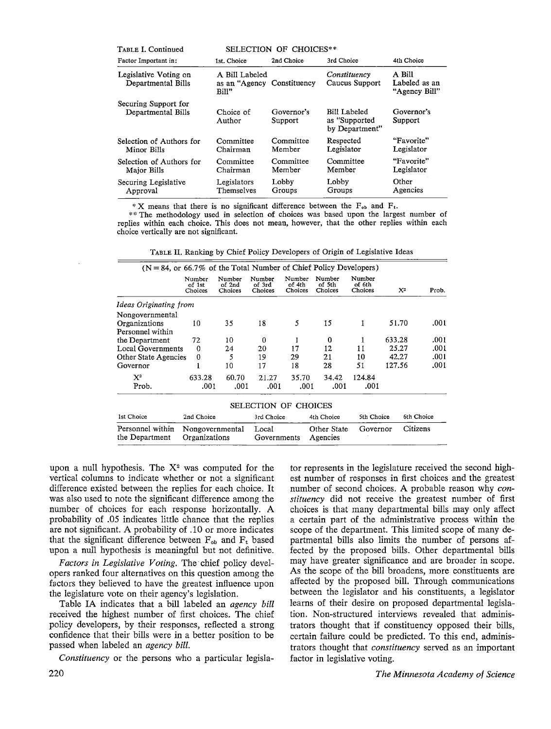TABLE I. Continued

SELECTION OF CHOICES**

| Factor Important in: | 1st. Choice | 2nd Choice | 3rd Choice | 4th Choice |
|---|---|---|---|---|
| Legislative Voting on Departmental Bills | A Bill Labeled as an "Agency Bill" | Constituency | *Constituency* Caucus Support | A Bill Labeled as an "Agency Bill" |
| Securing Support for Departmental Bills | Choice of Author | Governor's Support | Bill Labeled as "Supported by Department" | Governor's Support |
| Selection of Authors for Minor Bills | Committee Chairman | Committee Member | Respected Legislator | "Favorite" Legislator |
| Selection of Authors for Major Bills | Committee Chairman | Committee Member | Committee Member | "Favorite" Legislator |
| Securing Legislative Approval | Legislators Themselves | Lobby Groups | Lobby Groups | Other Agencies |

* X means that there is no significant difference between the $F_{ob}$ and $F_t$.

** The methodology used in selection of choices was based upon the largest number of replies within each choice. This does not mean, however, that the other replies within each choice vertically are not significant.

TABLE II. Ranking by Chief Policy Developers of Origin of Legislative Ideas

(N = 84, or 66.7% of the Total Number of Chief Policy Developers)

| | Number of 1st Choices | Number of 2nd Choices | Number of 3rd Choices | Number of 4th Choices | Number of 5th Choices | Number of 6th Choices | $X^2$ | Prob. |
|---|---|---|---|---|---|---|---|---|
| *Ideas Originating from* | | | | | | | | |
| Nongovernmental Organizations | 10 | 35 | 18 | 5 | 15 | 1 | 51.70 | .001 |
| Personnel within the Department | 72 | 10 | 0 | 1 | 0 | 1 | 633.28 | .001 |
| Local Governments | 0 | 24 | 20 | 17 | 12 | 11 | 25.27 | .001 |
| Other State Agencies | 0 | 5 | 19 | 29 | 21 | 10 | 42.27 | .001 |
| Governor | 1 | 10 | 17 | 18 | 28 | 51 | 127.56 | .001 |
| $X^2$ | 633.28 | 60.70 | 21.27 | 35.70 | 34.42 | 124.84 | | |
| Prob. | .001 | .001 | .001 | .001 | .001 | .001 | | |

SELECTION OF CHOICES

| 1st Choice | 2nd Choice | 3rd Choice | 4th Choice | 5th Choice | 6th Choice |
|---|---|---|---|---|---|
| Personnel within the Department | Nongovernmental Organizations | Local Governments | Other State Agencies | Governor | Citizens |

upon a null hypothesis. The $X^2$ was computed for the vertical columns to indicate whether or not a significant difference existed between the replies for each choice. It was also used to note the significant difference among the number of choices for each response horizontally. A probability of .05 indicates little chance that the replies are not significant. A probability of .10 or more indicates that the significant difference between $F_{ob}$ and $F_t$ based upon a null hypothesis is meaningful but not definitive.

*Factors in Legislative Voting.* The chief policy developers ranked four alternatives on this question among the factors they believed to have the greatest influence upon the legislature vote on their agency's legislation.

Table IA indicates that a bill labeled an *agency bill* received the highest number of first choices. The chief policy developers, by their responses, reflected a strong confidence that their bills were in a better position to be passed when labeled an *agency bill.*

*Constituency* or the persons who a particular legislator represents in the legislature received the second highest number of responses in first choices and the greatest number of second choices. A probable reason why *constituency* did not receive the greatest number of first choices is that many departmental bills may only affect a certain part of the administrative process within the scope of the department. This limited scope of many departmental bills also limits the number of persons affected by the proposed bills. Other departmental bills may have greater significance and are broader in scope. As the scope of the bill broadens, more constituents are affected by the proposed bill. Through communications between the legislator and his constituents, a legislator learns of their desire on proposed departmental legislation. Non-structured interviews revealed that administrators thought that if constituency opposed their bills, certain failure could be predicted. To this end, administrators thought that *constituency* served as an important factor in legislative voting.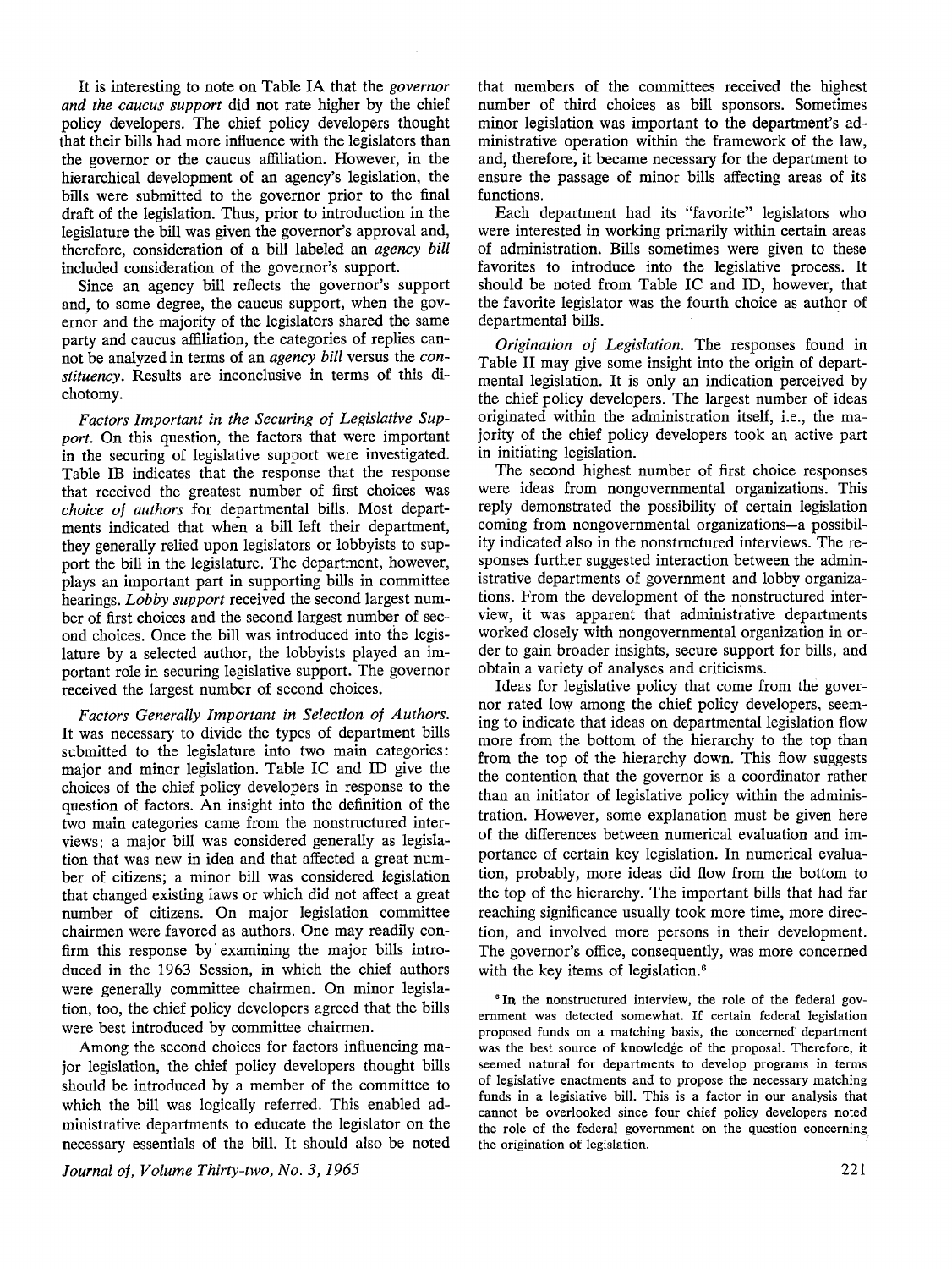It is interesting to note on Table IA that the *governor and the caucus support* did not rate higher by the chief policy developers. The chief policy developers thought that their bills had more influence with the legislators than the governor or the caucus affiliation. However, in the hierarchical development of an agency's legislation, the bills were submitted to the governor prior to the final draft of the legislation. Thus, prior to introduction in the legislature the bill was given the governor's approval and, therefore, consideration of a bill labeled an *agency bill* included consideration of the governor's support.

Since an agency bill reflects the governor's support and, to some degree, the caucus support, when the governor and the majority of the legislators shared the same party and caucus affiliation, the categories of replies cannot be analyzed in terms of an *agency bill* versus the *constituency*. Results are inconclusive in terms of this dichotomy.

*Factors Important in the Securing of Legislative Support.* On this question, the factors that were important in the securing of legislative support were investigated. Table IB indicates that the response that the response that received the greatest number of first choices was *choice of authors* for departmental bills. Most departments indicated that when a bill left their department, they generally relied upon legislators or lobbyists to support the bill in the legislature. The department, however, plays an important part in supporting bills in committee hearings. *Lobby support* received the second largest number of first choices and the second largest number of second choices. Once the bill was introduced into the legislature by a selected author, the lobbyists played an important role in securing legislative support. The governor received the largest number of second choices.

*Factors Generally Important in Selection of Authors.* It was necessary to divide the types of department bills submitted to the legislature into two main categories: major and minor legislation. Table IC and ID give the choices of the chief policy developers in response to the question of factors. An insight into the definition of the two main categories came from the nonstructured interviews: a major bill was considered generally as legislation that was new in idea and that affected a great number of citizens; a minor bill was considered legislation that changed existing laws or which did not affect a great number of citizens. On major legislation committee chairmen were favored as authors. One may readily confirm this response by examining the major bills introduced in the 1963 Session, in which the chief authors were generally committee chairmen. On minor legislation, too, the chief policy developers agreed that the bills were best introduced by committee chairmen.

Among the second choices for factors influencing major legislation, the chief policy developers thought bills should be introduced by a member of the committee to which the bill was logically referred. This enabled administrative departments to educate the legislator on the necessary essentials of the bill. It should also be noted that members of the committees received the highest number of third choices as bill sponsors. Sometimes minor legislation was important to the department's administrative operation within the framework of the law, and, therefore, it became necessary for the department to ensure the passage of minor bills affecting areas of its functions.

Each department had its "favorite" legislators who were interested in working primarily within certain areas of administration. Bills sometimes were given to these favorites to introduce into the legislative process. It should be noted from Table IC and ID, however, that the favorite legislator was the fourth choice as author of departmental bills.

*Origination of Legislation.* The responses found in Table II may give some insight into the origin of departmental legislation. It is only an indication perceived by the chief policy developers. The largest number of ideas originated within the administration itself, i.e., the majority of the chief policy developers took an active part in initiating legislation.

The second highest number of first choice responses were ideas from nongovernmental organizations. This reply demonstrated the possibility of certain legislation coming from nongovernmental organizations—a possibility indicated also in the nonstructured interviews. The responses further suggested interaction between the administrative departments of government and lobby organizations. From the development of the nonstructured interview, it was apparent that administrative departments worked closely with nongovernmental organization in order to gain broader insights, secure support for bills, and obtain a variety of analyses and criticisms.

Ideas for legislative policy that come from the governor rated low among the chief policy developers, seeming to indicate that ideas on departmental legislation flow more from the bottom of the hierarchy to the top than from the top of the hierarchy down. This flow suggests the contention that the governor is a coordinator rather than an initiator of legislative policy within the administration. However, some explanation must be given here of the differences between numerical evaluation and importance of certain key legislation. In numerical evaluation, probably, more ideas did flow from the bottom to the top of the hierarchy. The important bills that had far reaching significance usually took more time, more direction, and involved more persons in their development. The governor's office, consequently, was more concerned with the key items of legislation.[6]

[6] In the nonstructured interview, the role of the federal government was detected somewhat. If certain federal legislation proposed funds on a matching basis, the concerned department was the best source of knowledge of the proposal. Therefore, it seemed natural for departments to develop programs in terms of legislative enactments and to propose the necessary matching funds in a legislative bill. This is a factor in our analysis that cannot be overlooked since four chief policy developers noted the role of the federal government on the question concerning the origination of legislation.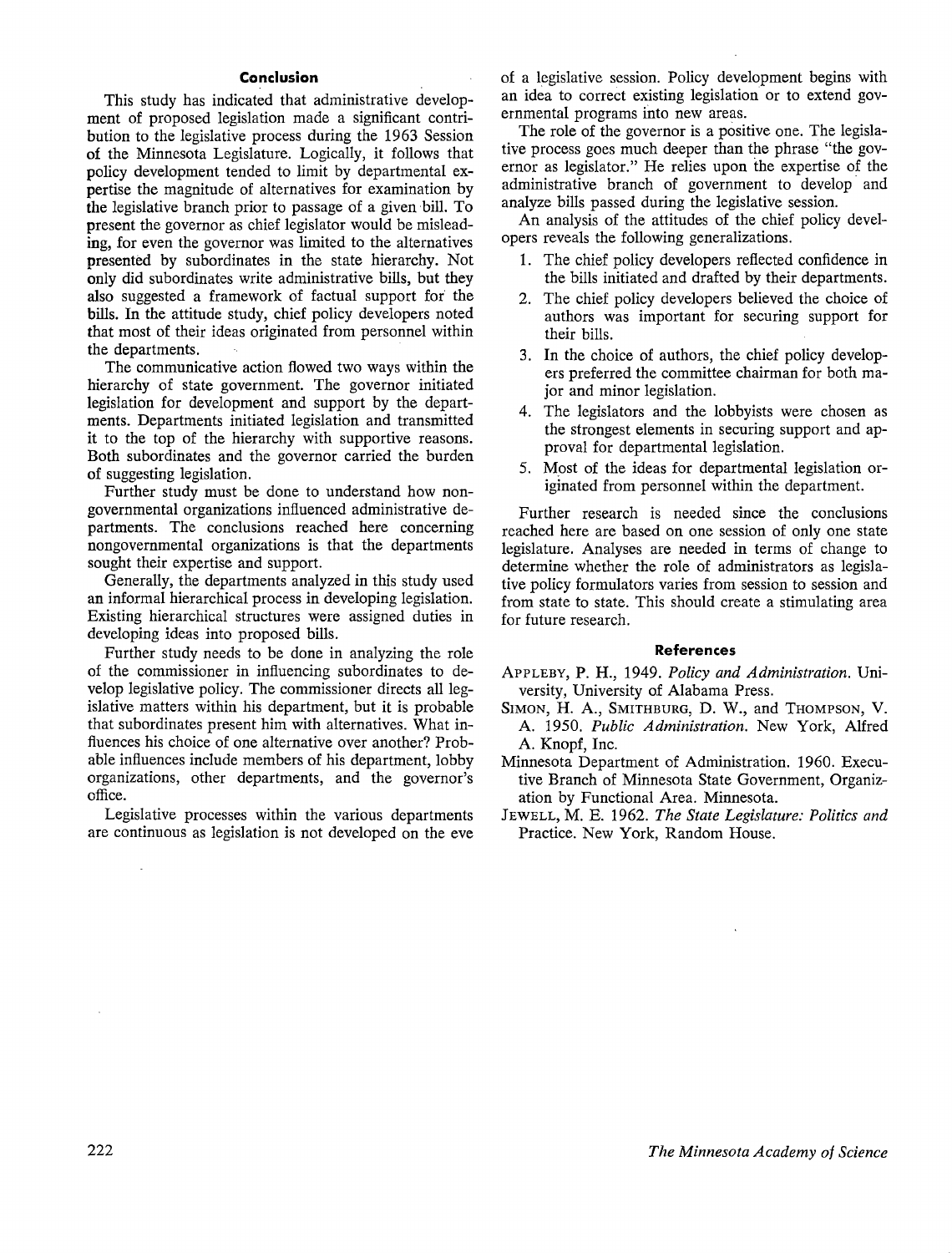## Conclusion

This study has indicated that administrative development of proposed legislation made a significant contribution to the legislative process during the 1963 Session of the Minnesota Legislature. Logically, it follows that policy development tended to limit by departmental expertise the magnitude of alternatives for examination by the legislative branch prior to passage of a given bill. To present the governor as chief legislator would be misleading, for even the governor was limited to the alternatives presented by subordinates in the state hierarchy. Not only did subordinates write administrative bills, but they also suggested a framework of factual support for the bills. In the attitude study, chief policy developers noted that most of their ideas originated from personnel within the departments.

The communicative action flowed two ways within the hierarchy of state government. The governor initiated legislation for development and support by the departments. Departments initiated legislation and transmitted it to the top of the hierarchy with supportive reasons. Both subordinates and the governor carried the burden of suggesting legislation.

Further study must be done to understand how nongovernmental organizations influenced administrative departments. The conclusions reached here concerning nongovernmental organizations is that the departments sought their expertise and support.

Generally, the departments analyzed in this study used an informal hierarchical process in developing legislation. Existing hierarchical structures were assigned duties in developing ideas into proposed bills.

Further study needs to be done in analyzing the role of the commissioner in influencing subordinates to develop legislative policy. The commissioner directs all legislative matters within his department, but it is probable that subordinates present him with alternatives. What influences his choice of one alternative over another? Probable influences include members of his department, lobby organizations, other departments, and the governor's office.

Legislative processes within the various departments are continuous as legislation is not developed on the eve of a legislative session. Policy development begins with an idea to correct existing legislation or to extend governmental programs into new areas.

The role of the governor is a positive one. The legislative process goes much deeper than the phrase "the governor as legislator." He relies upon the expertise of the administrative branch of government to develop and analyze bills passed during the legislative session.

An analysis of the attitudes of the chief policy developers reveals the following generalizations.

1. The chief policy developers reflected confidence in the bills initiated and drafted by their departments.
2. The chief policy developers believed the choice of authors was important for securing support for their bills.
3. In the choice of authors, the chief policy developers preferred the committee chairman for both major and minor legislation.
4. The legislators and the lobbyists were chosen as the strongest elements in securing support and approval for departmental legislation.
5. Most of the ideas for departmental legislation originated from personnel within the department.

Further research is needed since the conclusions reached here are based on one session of only one state legislature. Analyses are needed in terms of change to determine whether the role of administrators as legislative policy formulators varies from session to session and from state to state. This should create a stimulating area for future research.

## References

APPLEBY, P. H., 1949. *Policy and Administration.* University, University of Alabama Press.

SIMON, H. A., SMITHBURG, D. W., and THOMPSON, V. A. 1950. *Public Administration.* New York, Alfred A. Knopf, Inc.

Minnesota Department of Administration. 1960. Executive Branch of Minnesota State Government, Organization by Functional Area. Minnesota.

JEWELL, M. E. 1962. *The State Legislature: Politics and* Practice. New York, Random House.